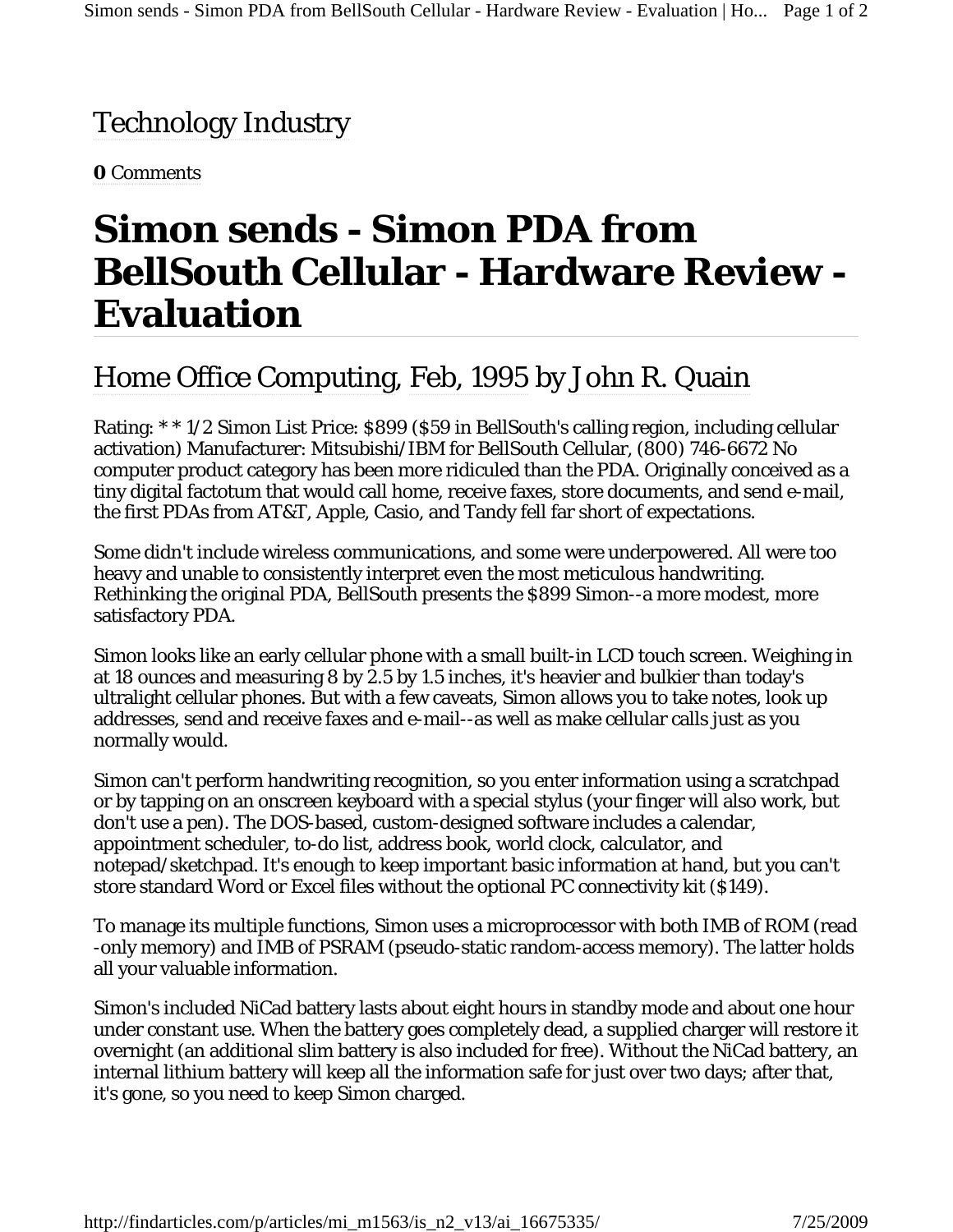# Technology Industry

**0** Comments

# Simon sends - Simon PDA from BellSouth Cellular - Hardware Review - Evaluation

## Home Office Computing, Feb, 1995 by John R. Quain

Rating: * * 1/2 Simon List Price: $899 ($59 in BellSouth's calling region, including cellular activation) Manufacturer: Mitsubishi/IBM for BellSouth Cellular, (800) 746-6672 No computer product category has been more ridiculed than the PDA. Originally conceived as a tiny digital factotum that would call home, receive faxes, store documents, and send e-mail, the first PDAs from AT&T, Apple, Casio, and Tandy fell far short of expectations.

Some didn't include wireless communications, and some were underpowered. All were too heavy and unable to consistently interpret even the most meticulous handwriting. Rethinking the original PDA, BellSouth presents the $899 Simon--a more modest, more satisfactory PDA.

Simon looks like an early cellular phone with a small built-in LCD touch screen. Weighing in at 18 ounces and measuring 8 by 2.5 by 1.5 inches, it's heavier and bulkier than today's ultralight cellular phones. But with a few caveats, Simon allows you to take notes, look up addresses, send and receive faxes and e-mail--as well as make cellular calls just as you normally would.

Simon can't perform handwriting recognition, so you enter information using a scratchpad or by tapping on an onscreen keyboard with a special stylus (your finger will also work, but don't use a pen). The DOS-based, custom-designed software includes a calendar, appointment scheduler, to-do list, address book, world clock, calculator, and notepad/sketchpad. It's enough to keep important basic information at hand, but you can't store standard Word or Excel files without the optional PC connectivity kit ($149).

To manage its multiple functions, Simon uses a microprocessor with both IMB of ROM (read -only memory) and IMB of PSRAM (pseudo-static random-access memory). The latter holds all your valuable information.

Simon's included NiCad battery lasts about eight hours in standby mode and about one hour under constant use. When the battery goes completely dead, a supplied charger will restore it overnight (an additional slim battery is also included for free). Without the NiCad battery, an internal lithium battery will keep all the information safe for just over two days; after that, it's gone, so you need to keep Simon charged.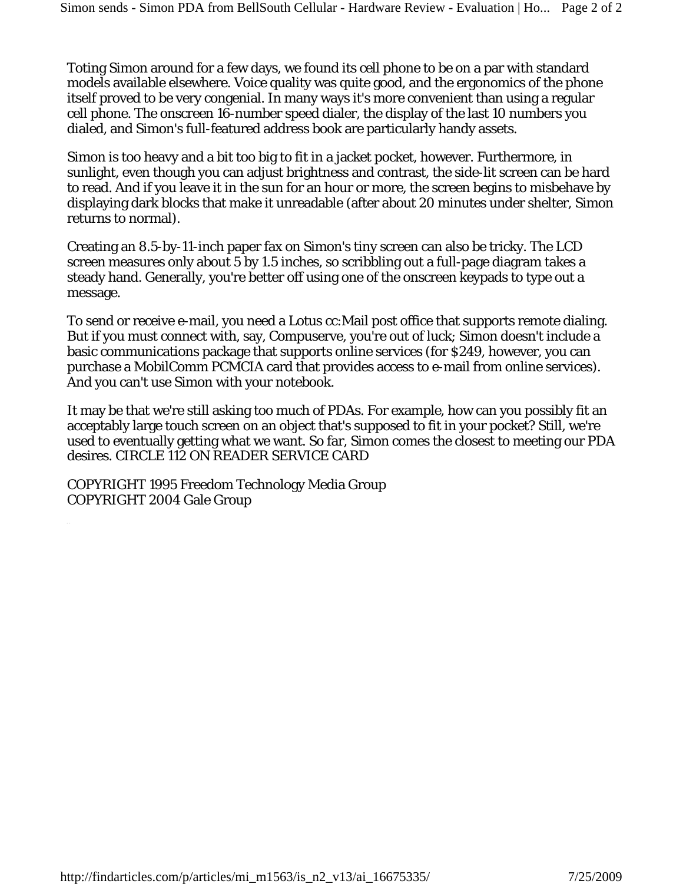Toting Simon around for a few days, we found its cell phone to be on a par with standard models available elsewhere. Voice quality was quite good, and the ergonomics of the phone itself proved to be very congenial. In many ways it's more convenient than using a regular cell phone. The onscreen 16-number speed dialer, the display of the last 10 numbers you dialed, and Simon's full-featured address book are particularly handy assets.

Simon is too heavy and a bit too big to fit in a jacket pocket, however. Furthermore, in sunlight, even though you can adjust brightness and contrast, the side-lit screen can be hard to read. And if you leave it in the sun for an hour or more, the screen begins to misbehave by displaying dark blocks that make it unreadable (after about 20 minutes under shelter, Simon returns to normal).

Creating an 8.5-by-11-inch paper fax on Simon's tiny screen can also be tricky. The LCD screen measures only about 5 by 1.5 inches, so scribbling out a full-page diagram takes a steady hand. Generally, you're better off using one of the onscreen keypads to type out a message.

To send or receive e-mail, you need a Lotus cc:Mail post office that supports remote dialing. But if you must connect with, say, Compuserve, you're out of luck; Simon doesn't include a basic communications package that supports online services (for $249, however, you can purchase a MobilComm PCMCIA card that provides access to e-mail from online services). And you can't use Simon with your notebook.

It may be that we're still asking too much of PDAs. For example, how can you possibly fit an acceptably large touch screen on an object that's supposed to fit in your pocket? Still, we're used to eventually getting what we want. So far, Simon comes the closest to meeting our PDA desires. CIRCLE 112 ON READER SERVICE CARD

COPYRIGHT 1995 Freedom Technology Media Group
COPYRIGHT 2004 Gale Group